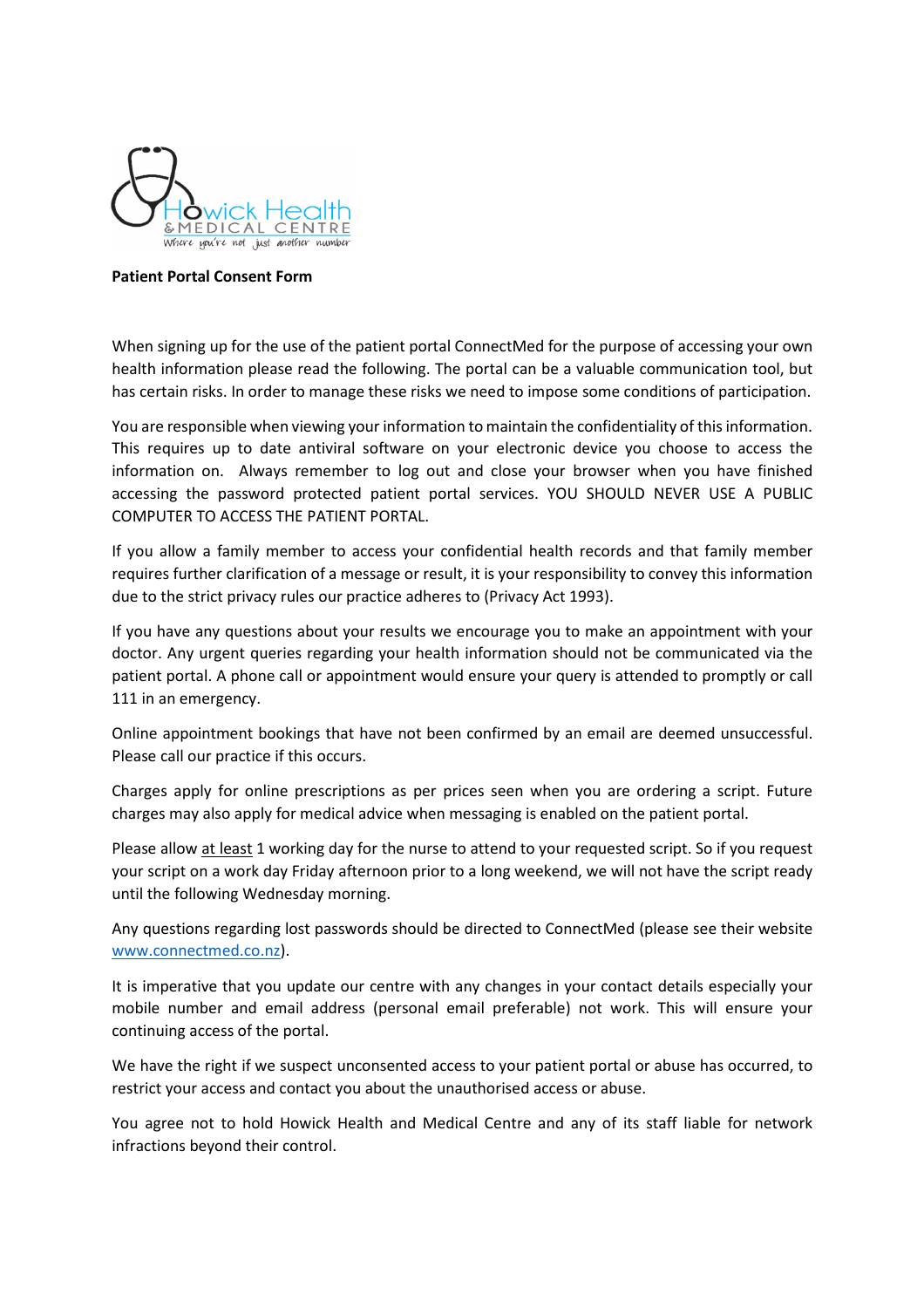**Patient Portal Consent Form**

When signing up for the use of the patient portal ConnectMed for the purpose of accessing your own health information please read the following. The portal can be a valuable communication tool, but has certain risks. In order to manage these risks we need to impose some conditions of participation.

You are responsible when viewing your information to maintain the confidentiality of this information. This requires up to date antiviral software on your electronic device you choose to access the information on. Always remember to log out and close your browser when you have finished accessing the password protected patient portal services. YOU SHOULD NEVER USE A PUBLIC COMPUTER TO ACCESS THE PATIENT PORTAL.

If you allow a family member to access your confidential health records and that family member requires further clarification of a message or result, it is your responsibility to convey this information due to the strict privacy rules our practice adheres to (Privacy Act 1993).

If you have any questions about your results we encourage you to make an appointment with your doctor. Any urgent queries regarding your health information should not be communicated via the patient portal. A phone call or appointment would ensure your query is attended to promptly or call 111 in an emergency.

Online appointment bookings that have not been confirmed by an email are deemed unsuccessful. Please call our practice if this occurs.

Charges apply for online prescriptions as per prices seen when you are ordering a script. Future charges may also apply for medical advice when messaging is enabled on the patient portal.

Please allow at least 1 working day for the nurse to attend to your requested script. So if you request your script on a work day Friday afternoon prior to a long weekend, we will not have the script ready until the following Wednesday morning.

Any questions regarding lost passwords should be directed to ConnectMed (please see their website www.connectmed.co.nz).

It is imperative that you update our centre with any changes in your contact details especially your mobile number and email address (personal email preferable) not work. This will ensure your continuing access of the portal.

We have the right if we suspect unconsented access to your patient portal or abuse has occurred, to restrict your access and contact you about the unauthorised access or abuse.

You agree not to hold Howick Health and Medical Centre and any of its staff liable for network infractions beyond their control.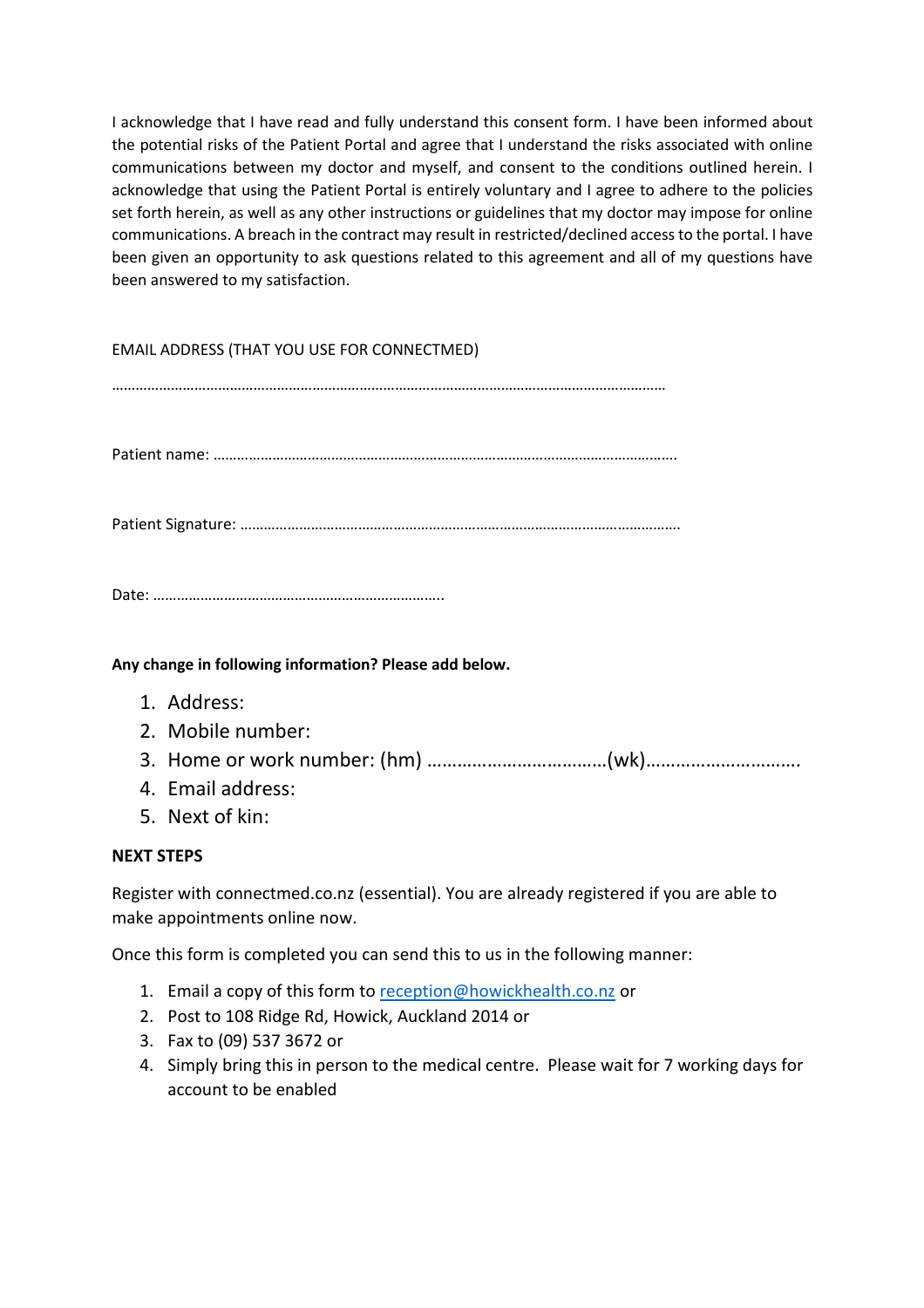I acknowledge that I have read and fully understand this consent form. I have been informed about the potential risks of the Patient Portal and agree that I understand the risks associated with online communications between my doctor and myself, and consent to the conditions outlined herein. I acknowledge that using the Patient Portal is entirely voluntary and I agree to adhere to the policies set forth herein, as well as any other instructions or guidelines that my doctor may impose for online communications. A breach in the contract may result in restricted/declined access to the portal. I have been given an opportunity to ask questions related to this agreement and all of my questions have been answered to my satisfaction.

EMAIL ADDRESS (THAT YOU USE FOR CONNECTMED)

……………………………………………………………………………………………………………………………

Patient name: …………………………………………………………………………………………………………

Patient Signature: ……………………………………………………………………………………………………

Date: ……………………………………………………………….

**Any change in following information? Please add below.**

1. Address:
2. Mobile number:
3. Home or work number: (hm) ………………………………(wk)………………………….
4. Email address:
5. Next of kin:

**NEXT STEPS**

Register with connectmed.co.nz (essential). You are already registered if you are able to make appointments online now.

Once this form is completed you can send this to us in the following manner:

1. Email a copy of this form to reception@howickhealth.co.nz or
2. Post to 108 Ridge Rd, Howick, Auckland 2014 or
3. Fax to (09) 537 3672 or
4. Simply bring this in person to the medical centre. Please wait for 7 working days for account to be enabled